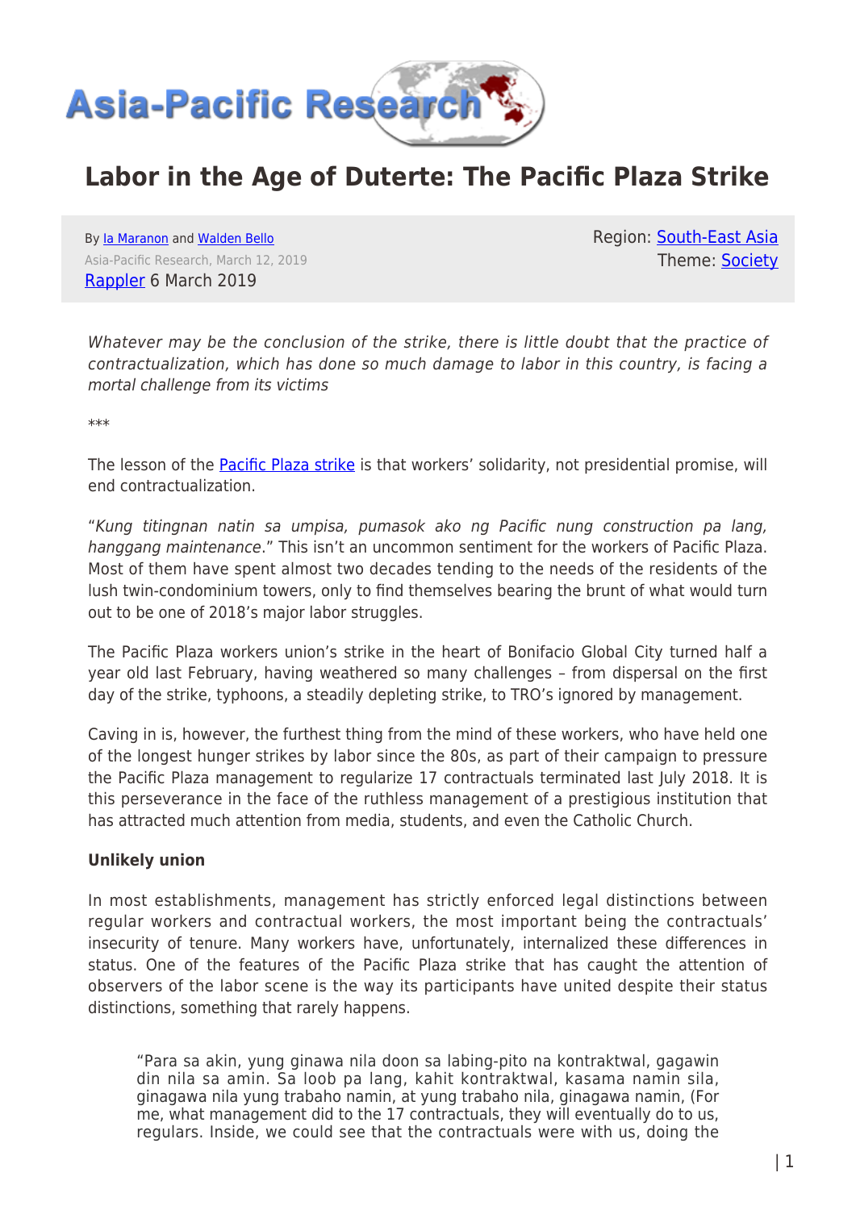# Labor in the Age of Duterte: The Pacific Plaza Strike

By Ia Maranon and Walden Bello

Asia-Pacific Research, March 12, 2019

Rappler 6 March 2019

Region: South-East Asia

Theme: Society

*Whatever may be the conclusion of the strike, there is little doubt that the practice of contractualization, which has done so much damage to labor in this country, is facing a mortal challenge from its victims*

\*\*\*

The lesson of the Pacific Plaza strike is that workers' solidarity, not presidential promise, will end contractualization.

"*Kung titingnan natin sa umpisa, pumasok ako ng Pacific nung construction pa lang, hanggang maintenance*." This isn't an uncommon sentiment for the workers of Pacific Plaza. Most of them have spent almost two decades tending to the needs of the residents of the lush twin-condominium towers, only to find themselves bearing the brunt of what would turn out to be one of 2018's major labor struggles.

The Pacific Plaza workers union's strike in the heart of Bonifacio Global City turned half a year old last February, having weathered so many challenges – from dispersal on the first day of the strike, typhoons, a steadily depleting strike, to TRO's ignored by management.

Caving in is, however, the furthest thing from the mind of these workers, who have held one of the longest hunger strikes by labor since the 80s, as part of their campaign to pressure the Pacific Plaza management to regularize 17 contractuals terminated last July 2018. It is this perseverance in the face of the ruthless management of a prestigious institution that has attracted much attention from media, students, and even the Catholic Church.

**Unlikely union**

In most establishments, management has strictly enforced legal distinctions between regular workers and contractual workers, the most important being the contractuals' insecurity of tenure. Many workers have, unfortunately, internalized these differences in status. One of the features of the Pacific Plaza strike that has caught the attention of observers of the labor scene is the way its participants have united despite their status distinctions, something that rarely happens.

> "Para sa akin, yung ginawa nila doon sa labing-pito na kontraktwal, gagawin din nila sa amin. Sa loob pa lang, kahit kontraktwal, kasama namin sila, ginagawa nila yung trabaho namin, at yung trabaho nila, ginagawa namin, (For me, what management did to the 17 contractuals, they will eventually do to us, regulars. Inside, we could see that the contractuals were with us, doing the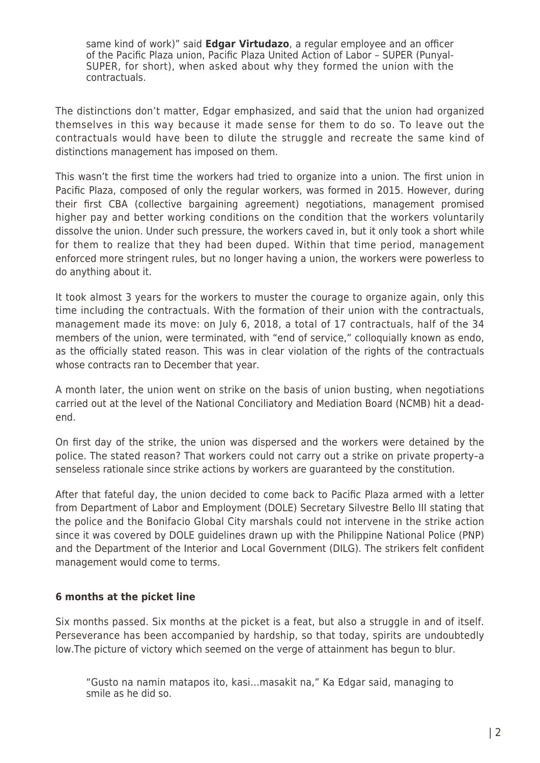same kind of work)" said **Edgar Virtudazo**, a regular employee and an officer of the Pacific Plaza union, Pacific Plaza United Action of Labor – SUPER (Punyal-SUPER, for short), when asked about why they formed the union with the contractuals.

The distinctions don't matter, Edgar emphasized, and said that the union had organized themselves in this way because it made sense for them to do so. To leave out the contractuals would have been to dilute the struggle and recreate the same kind of distinctions management has imposed on them.

This wasn't the first time the workers had tried to organize into a union. The first union in Pacific Plaza, composed of only the regular workers, was formed in 2015. However, during their first CBA (collective bargaining agreement) negotiations, management promised higher pay and better working conditions on the condition that the workers voluntarily dissolve the union. Under such pressure, the workers caved in, but it only took a short while for them to realize that they had been duped. Within that time period, management enforced more stringent rules, but no longer having a union, the workers were powerless to do anything about it.

It took almost 3 years for the workers to muster the courage to organize again, only this time including the contractuals. With the formation of their union with the contractuals, management made its move: on July 6, 2018, a total of 17 contractuals, half of the 34 members of the union, were terminated, with "end of service," colloquially known as endo, as the officially stated reason. This was in clear violation of the rights of the contractuals whose contracts ran to December that year.

A month later, the union went on strike on the basis of union busting, when negotiations carried out at the level of the National Conciliatory and Mediation Board (NCMB) hit a dead-end.

On first day of the strike, the union was dispersed and the workers were detained by the police. The stated reason? That workers could not carry out a strike on private property–a senseless rationale since strike actions by workers are guaranteed by the constitution.

After that fateful day, the union decided to come back to Pacific Plaza armed with a letter from Department of Labor and Employment (DOLE) Secretary Silvestre Bello III stating that the police and the Bonifacio Global City marshals could not intervene in the strike action since it was covered by DOLE guidelines drawn up with the Philippine National Police (PNP) and the Department of the Interior and Local Government (DILG). The strikers felt confident management would come to terms.

**6 months at the picket line**

Six months passed. Six months at the picket is a feat, but also a struggle in and of itself. Perseverance has been accompanied by hardship, so that today, spirits are undoubtedly low.The picture of victory which seemed on the verge of attainment has begun to blur.

> "Gusto na namin matapos ito, kasi…masakit na," Ka Edgar said, managing to smile as he did so.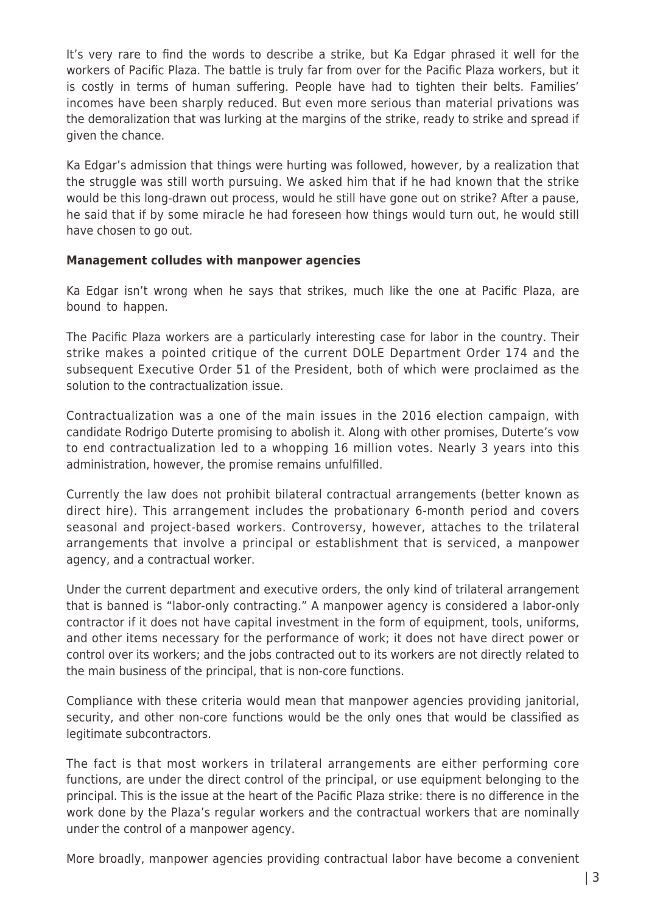It's very rare to find the words to describe a strike, but Ka Edgar phrased it well for the workers of Pacific Plaza. The battle is truly far from over for the Pacific Plaza workers, but it is costly in terms of human suffering. People have had to tighten their belts. Families' incomes have been sharply reduced. But even more serious than material privations was the demoralization that was lurking at the margins of the strike, ready to strike and spread if given the chance.

Ka Edgar's admission that things were hurting was followed, however, by a realization that the struggle was still worth pursuing. We asked him that if he had known that the strike would be this long-drawn out process, would he still have gone out on strike? After a pause, he said that if by some miracle he had foreseen how things would turn out, he would still have chosen to go out.

**Management colludes with manpower agencies**

Ka Edgar isn't wrong when he says that strikes, much like the one at Pacific Plaza, are bound to happen.

The Pacific Plaza workers are a particularly interesting case for labor in the country. Their strike makes a pointed critique of the current DOLE Department Order 174 and the subsequent Executive Order 51 of the President, both of which were proclaimed as the solution to the contractualization issue.

Contractualization was a one of the main issues in the 2016 election campaign, with candidate Rodrigo Duterte promising to abolish it. Along with other promises, Duterte's vow to end contractualization led to a whopping 16 million votes. Nearly 3 years into this administration, however, the promise remains unfulfilled.

Currently the law does not prohibit bilateral contractual arrangements (better known as direct hire). This arrangement includes the probationary 6-month period and covers seasonal and project-based workers. Controversy, however, attaches to the trilateral arrangements that involve a principal or establishment that is serviced, a manpower agency, and a contractual worker.

Under the current department and executive orders, the only kind of trilateral arrangement that is banned is "labor-only contracting." A manpower agency is considered a labor-only contractor if it does not have capital investment in the form of equipment, tools, uniforms, and other items necessary for the performance of work; it does not have direct power or control over its workers; and the jobs contracted out to its workers are not directly related to the main business of the principal, that is non-core functions.

Compliance with these criteria would mean that manpower agencies providing janitorial, security, and other non-core functions would be the only ones that would be classified as legitimate subcontractors.

The fact is that most workers in trilateral arrangements are either performing core functions, are under the direct control of the principal, or use equipment belonging to the principal. This is the issue at the heart of the Pacific Plaza strike: there is no difference in the work done by the Plaza's regular workers and the contractual workers that are nominally under the control of a manpower agency.

More broadly, manpower agencies providing contractual labor have become a convenient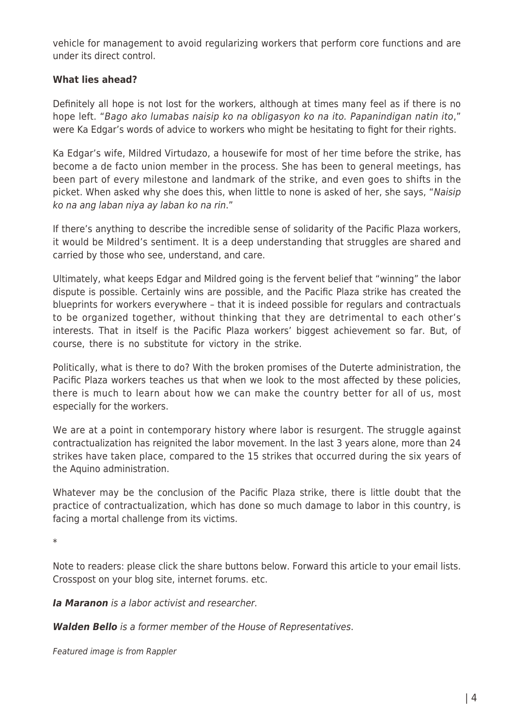vehicle for management to avoid regularizing workers that perform core functions and are under its direct control.

**What lies ahead?**

Definitely all hope is not lost for the workers, although at times many feel as if there is no hope left. "*Bago ako lumabas naisip ko na obligasyon ko na ito. Papanindigan natin ito*," were Ka Edgar's words of advice to workers who might be hesitating to fight for their rights.

Ka Edgar's wife, Mildred Virtudazo, a housewife for most of her time before the strike, has become a de facto union member in the process. She has been to general meetings, has been part of every milestone and landmark of the strike, and even goes to shifts in the picket. When asked why she does this, when little to none is asked of her, she says, "*Naisip ko na ang laban niya ay laban ko na rin*."

If there's anything to describe the incredible sense of solidarity of the Pacific Plaza workers, it would be Mildred's sentiment. It is a deep understanding that struggles are shared and carried by those who see, understand, and care.

Ultimately, what keeps Edgar and Mildred going is the fervent belief that "winning" the labor dispute is possible. Certainly wins are possible, and the Pacific Plaza strike has created the blueprints for workers everywhere – that it is indeed possible for regulars and contractuals to be organized together, without thinking that they are detrimental to each other's interests. That in itself is the Pacific Plaza workers' biggest achievement so far. But, of course, there is no substitute for victory in the strike.

Politically, what is there to do? With the broken promises of the Duterte administration, the Pacific Plaza workers teaches us that when we look to the most affected by these policies, there is much to learn about how we can make the country better for all of us, most especially for the workers.

We are at a point in contemporary history where labor is resurgent. The struggle against contractualization has reignited the labor movement. In the last 3 years alone, more than 24 strikes have taken place, compared to the 15 strikes that occurred during the six years of the Aquino administration.

Whatever may be the conclusion of the Pacific Plaza strike, there is little doubt that the practice of contractualization, which has done so much damage to labor in this country, is facing a mortal challenge from its victims.

*

Note to readers: please click the share buttons below. Forward this article to your email lists. Crosspost on your blog site, internet forums. etc.

***Ia Maranon*** *is a labor activist and researcher.*

***Walden Bello*** *is a former member of the House of Representatives.*

*Featured image is from Rappler*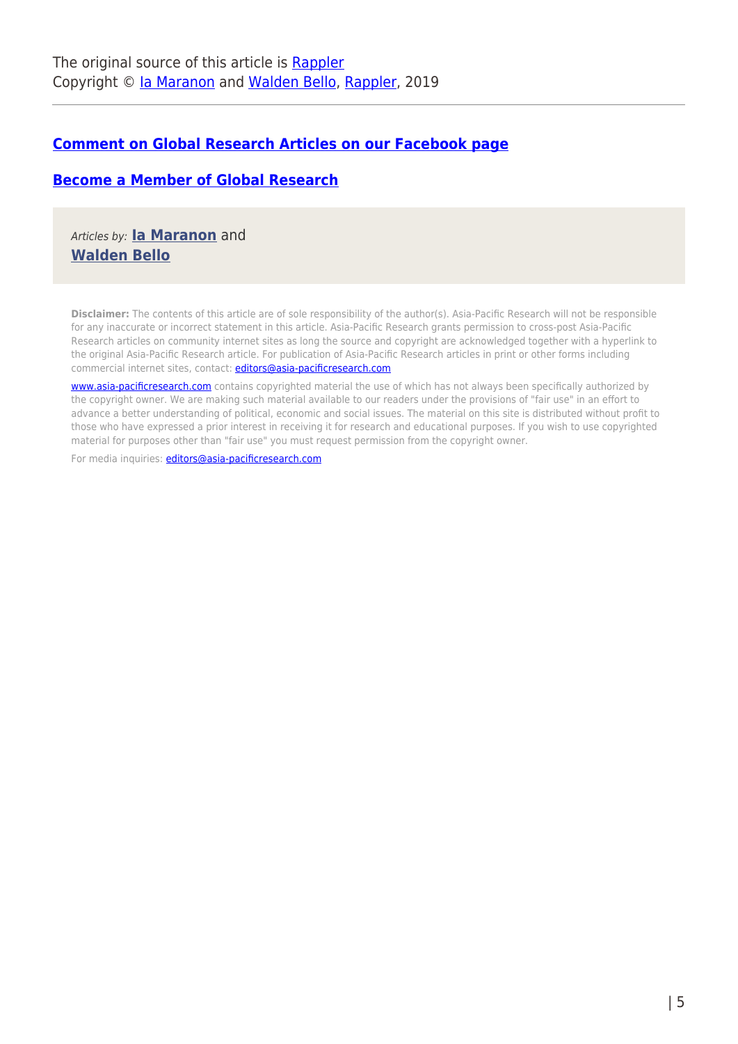The original source of this article is Rappler
Copyright © Ia Maranon and Walden Bello, Rappler, 2019

---

**Comment on Global Research Articles on our Facebook page**

**Become a Member of Global Research**

*Articles by:* **Ia Maranon** and **Walden Bello**

**Disclaimer:** The contents of this article are of sole responsibility of the author(s). Asia-Pacific Research will not be responsible for any inaccurate or incorrect statement in this article. Asia-Pacific Research grants permission to cross-post Asia-Pacific Research articles on community internet sites as long the source and copyright are acknowledged together with a hyperlink to the original Asia-Pacific Research article. For publication of Asia-Pacific Research articles in print or other forms including commercial internet sites, contact: editors@asia-pacificresearch.com

www.asia-pacificresearch.com contains copyrighted material the use of which has not always been specifically authorized by the copyright owner. We are making such material available to our readers under the provisions of "fair use" in an effort to advance a better understanding of political, economic and social issues. The material on this site is distributed without profit to those who have expressed a prior interest in receiving it for research and educational purposes. If you wish to use copyrighted material for purposes other than "fair use" you must request permission from the copyright owner.

For media inquiries: editors@asia-pacificresearch.com